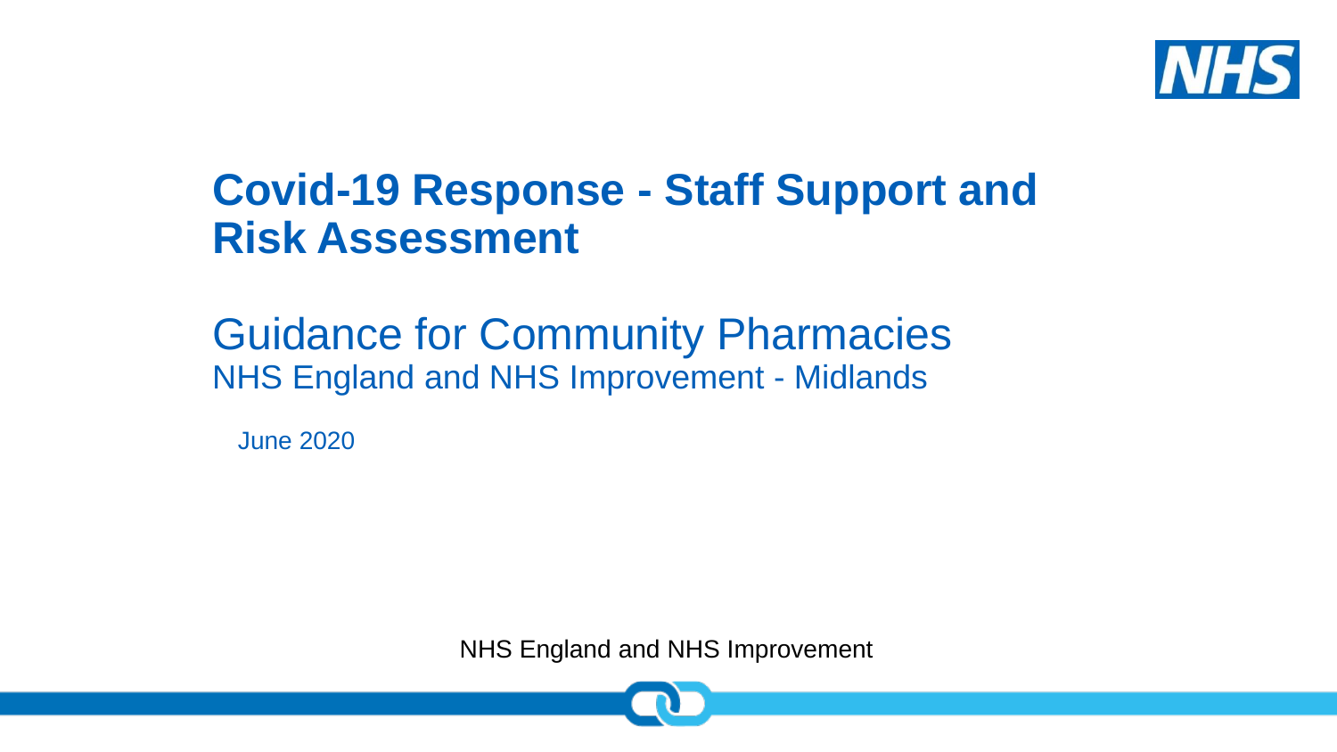# Covid-19 Response - Staff Support and Risk Assessment

## Guidance for Community Pharmacies

NHS England and NHS Improvement - Midlands

June 2020

NHS England and NHS Improvement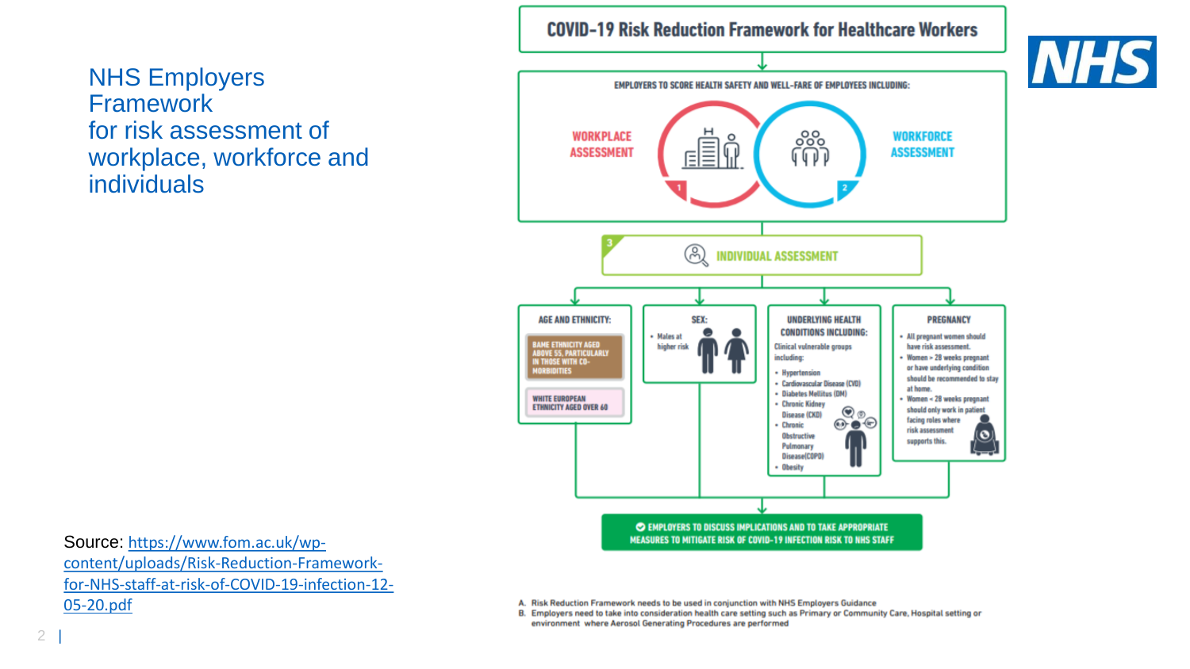# NHS Employers Framework for risk assessment of workplace, workforce and individuals

## COVID-19 Risk Reduction Framework for Healthcare Workers

EMPLOYERS TO SCORE HEALTH SAFETY AND WELL-FARE OF EMPLOYEES INCLUDING:

1. WORKPLACE ASSESSMENT
2. WORKFORCE ASSESSMENT
3. INDIVIDUAL ASSESSMENT

**AGE AND ETHNICITY:**

- BAME ETHNICITY AGED ABOVE 55, PARTICULARLY IN THOSE WITH CO-MORBIDITIES
- WHITE EUROPEAN ETHNICITY AGED OVER 60

**SEX:**

- Males at higher risk

**UNDERLYING HEALTH CONDITIONS INCLUDING:**

Clinical vulnerable groups including:

- Hypertension
- Cardiovascular Disease (CVD)
- Diabetes Mellitus (DM)
- Chronic Kidney Disease (CKD)
- Chronic Obstructive Pulmonary Disease(COPD)
- Obesity

**PREGNANCY**

- All pregnant women should have risk assessment.
- Women > 28 weeks pregnant or have underlying condition should be recommended to stay at home.
- Women < 28 weeks pregnant should only work in patient facing roles where risk assessment supports this.

EMPLOYERS TO DISCUSS IMPLICATIONS AND TO TAKE APPROPRIATE MEASURES TO MITIGATE RISK OF COVID-19 INFECTION RISK TO NHS STAFF

A. Risk Reduction Framework needs to be used in conjunction with NHS Employers Guidance
B. Employers need to take into consideration health care setting such as Primary or Community Care, Hospital setting or environment where Aerosol Generating Procedures are performed

Source: https://www.fom.ac.uk/wp-content/uploads/Risk-Reduction-Framework-for-NHS-staff-at-risk-of-COVID-19-infection-12-05-20.pdf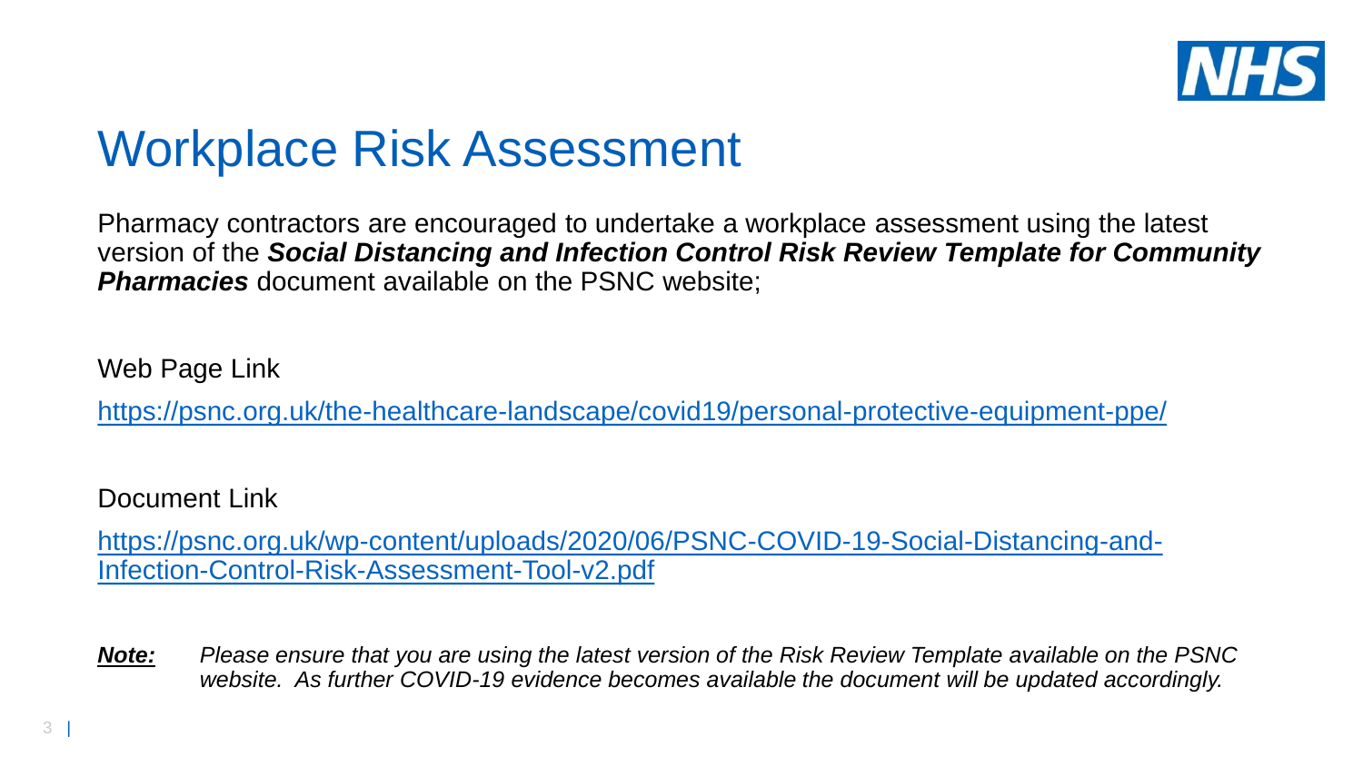# Workplace Risk Assessment

Pharmacy contractors are encouraged to undertake a workplace assessment using the latest version of the ***Social Distancing and Infection Control Risk Review Template for Community Pharmacies*** document available on the PSNC website;

Web Page Link

https://psnc.org.uk/the-healthcare-landscape/covid19/personal-protective-equipment-ppe/

Document Link

https://psnc.org.uk/wp-content/uploads/2020/06/PSNC-COVID-19-Social-Distancing-and-Infection-Control-Risk-Assessment-Tool-v2.pdf

***Note:*** *Please ensure that you are using the latest version of the Risk Review Template available on the PSNC website. As further COVID-19 evidence becomes available the document will be updated accordingly.*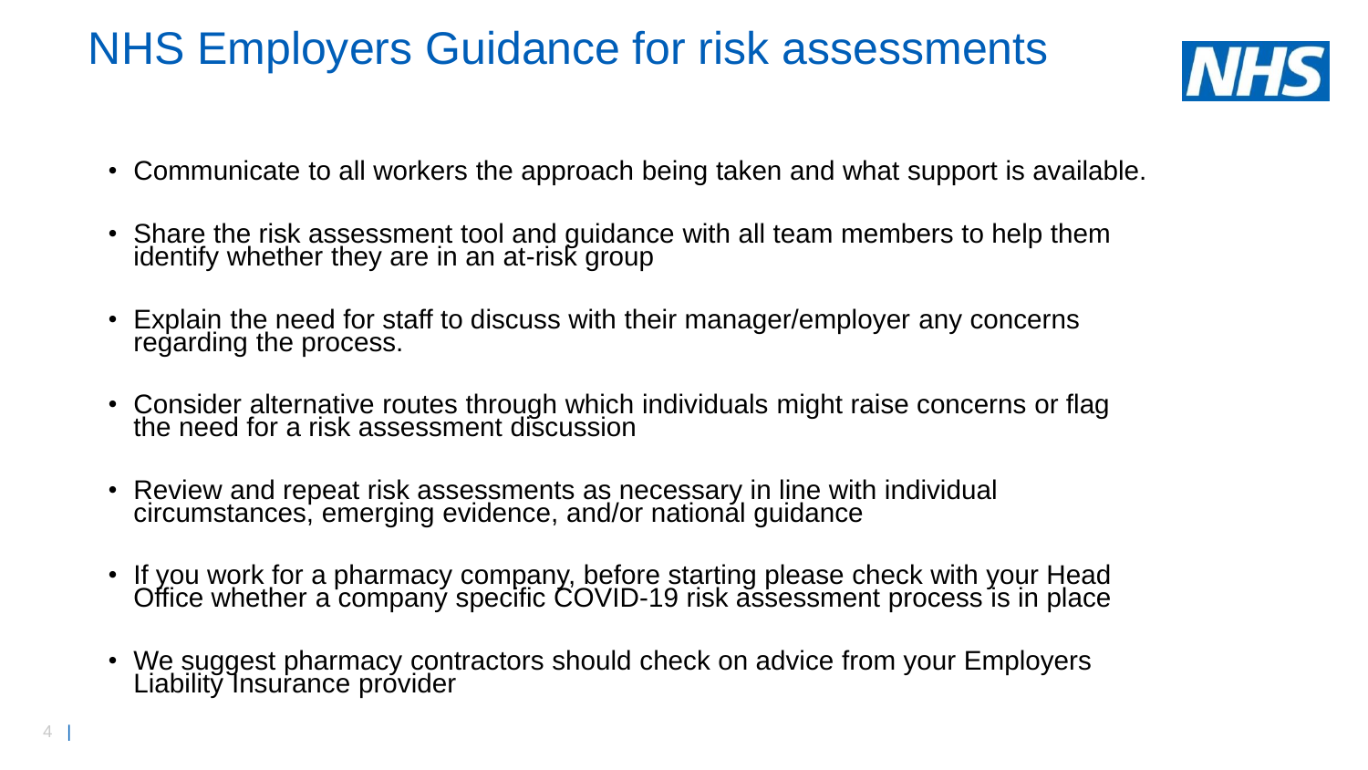# NHS Employers Guidance for risk assessments

- Communicate to all workers the approach being taken and what support is available.
- Share the risk assessment tool and guidance with all team members to help them identify whether they are in an at-risk group
- Explain the need for staff to discuss with their manager/employer any concerns regarding the process.
- Consider alternative routes through which individuals might raise concerns or flag the need for a risk assessment discussion
- Review and repeat risk assessments as necessary in line with individual circumstances, emerging evidence, and/or national guidance
- If you work for a pharmacy company, before starting please check with your Head Office whether a company specific COVID-19 risk assessment process is in place
- We suggest pharmacy contractors should check on advice from your Employers Liability Insurance provider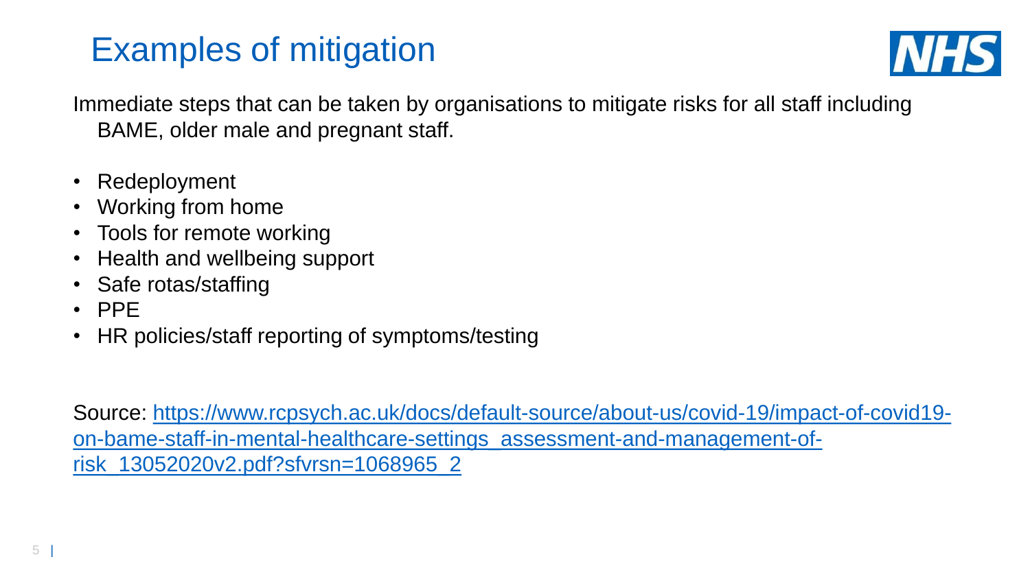# Examples of mitigation

Immediate steps that can be taken by organisations to mitigate risks for all staff including BAME, older male and pregnant staff.

- Redeployment
- Working from home
- Tools for remote working
- Health and wellbeing support
- Safe rotas/staffing
- PPE
- HR policies/staff reporting of symptoms/testing

Source: [https://www.rcpsych.ac.uk/docs/default-source/about-us/covid-19/impact-of-covid19-on-bame-staff-in-mental-healthcare-settings_assessment-and-management-of-risk_13052020v2.pdf?sfvrsn=1068965_2](https://www.rcpsych.ac.uk/docs/default-source/about-us/covid-19/impact-of-covid19-on-bame-staff-in-mental-healthcare-settings_assessment-and-management-of-risk_13052020v2.pdf?sfvrsn=1068965_2)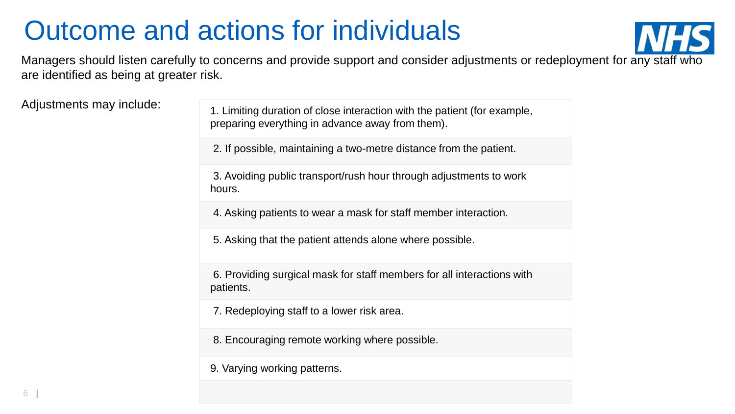# Outcome and actions for individuals

Managers should listen carefully to concerns and provide support and consider adjustments or redeployment for any staff who are identified as being at greater risk.

Adjustments may include:

1. Limiting duration of close interaction with the patient (for example, preparing everything in advance away from them).
2. If possible, maintaining a two-metre distance from the patient.
3. Avoiding public transport/rush hour through adjustments to work hours.
4. Asking patients to wear a mask for staff member interaction.
5. Asking that the patient attends alone where possible.
6. Providing surgical mask for staff members for all interactions with patients.
7. Redeploying staff to a lower risk area.
8. Encouraging remote working where possible.
9. Varying working patterns.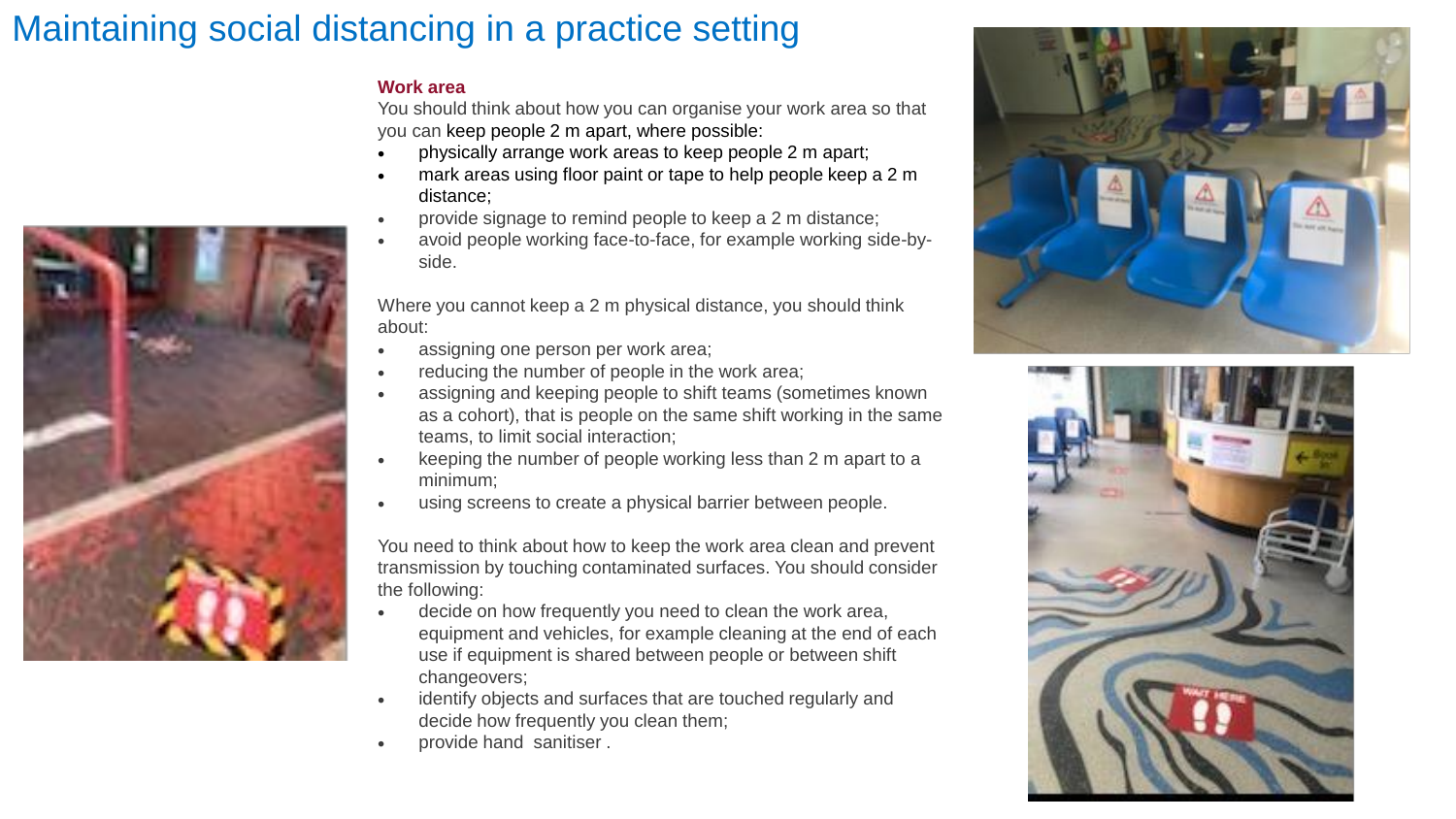# Maintaining social distancing in a practice setting

### Work area

You should think about how you can organise your work area so that you can keep people 2 m apart, where possible:

- physically arrange work areas to keep people 2 m apart;
- mark areas using floor paint or tape to help people keep a 2 m distance;
- provide signage to remind people to keep a 2 m distance;
- avoid people working face-to-face, for example working side-by-side.

Where you cannot keep a 2 m physical distance, you should think about:

- assigning one person per work area;
- reducing the number of people in the work area;
- assigning and keeping people to shift teams (sometimes known as a cohort), that is people on the same shift working in the same teams, to limit social interaction;
- keeping the number of people working less than 2 m apart to a minimum;
- using screens to create a physical barrier between people.

You need to think about how to keep the work area clean and prevent transmission by touching contaminated surfaces. You should consider the following:

- decide on how frequently you need to clean the work area, equipment and vehicles, for example cleaning at the end of each use if equipment is shared between people or between shift changeovers;
- identify objects and surfaces that are touched regularly and decide how frequently you clean them;
- provide hand sanitiser .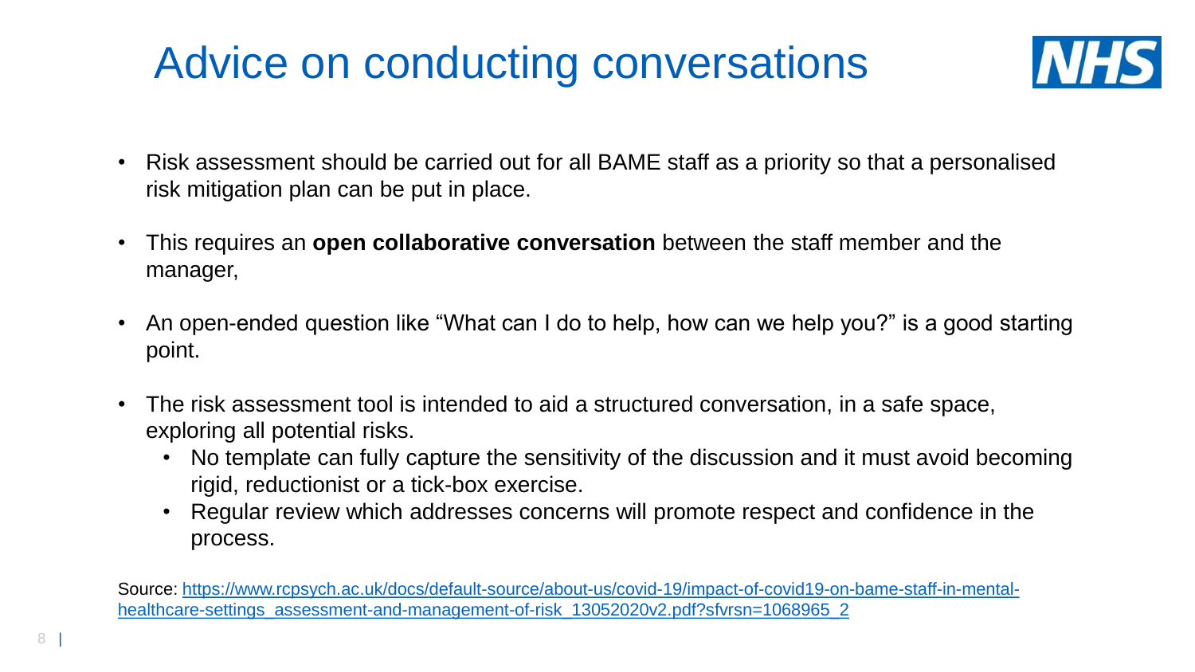# Advice on conducting conversations

- Risk assessment should be carried out for all BAME staff as a priority so that a personalised risk mitigation plan can be put in place.
- This requires an **open collaborative conversation** between the staff member and the manager,
- An open-ended question like "What can I do to help, how can we help you?" is a good starting point.
- The risk assessment tool is intended to aid a structured conversation, in a safe space, exploring all potential risks.
  - No template can fully capture the sensitivity of the discussion and it must avoid becoming rigid, reductionist or a tick-box exercise.
  - Regular review which addresses concerns will promote respect and confidence in the process.

Source: https://www.rcpsych.ac.uk/docs/default-source/about-us/covid-19/impact-of-covid19-on-bame-staff-in-mental-healthcare-settings_assessment-and-management-of-risk_13052020v2.pdf?sfvrsn=1068965_2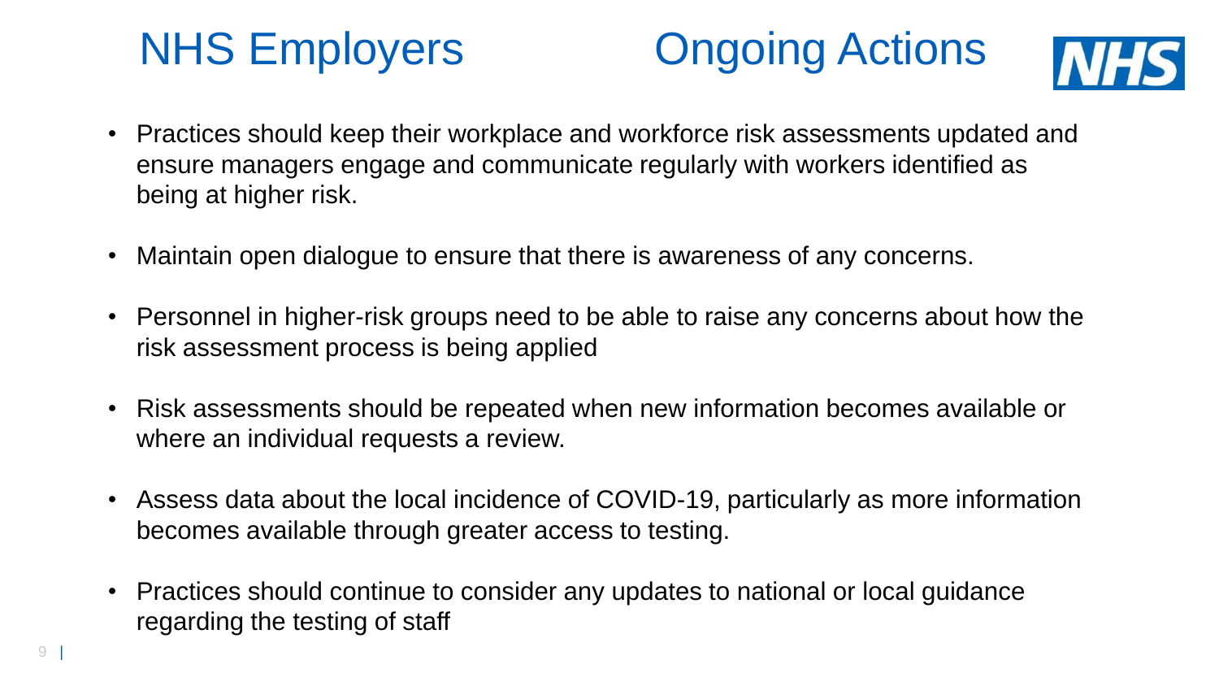# NHS Employers Ongoing Actions

- Practices should keep their workplace and workforce risk assessments updated and ensure managers engage and communicate regularly with workers identified as being at higher risk.
- Maintain open dialogue to ensure that there is awareness of any concerns.
- Personnel in higher-risk groups need to be able to raise any concerns about how the risk assessment process is being applied
- Risk assessments should be repeated when new information becomes available or where an individual requests a review.
- Assess data about the local incidence of COVID-19, particularly as more information becomes available through greater access to testing.
- Practices should continue to consider any updates to national or local guidance regarding the testing of staff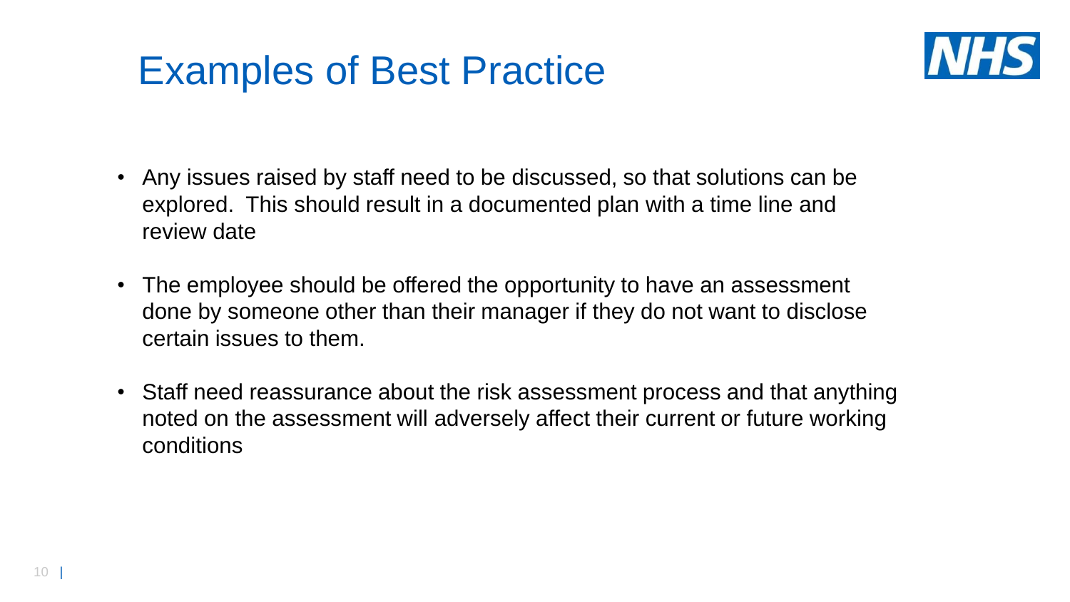# Examples of Best Practice

- Any issues raised by staff need to be discussed, so that solutions can be explored. This should result in a documented plan with a time line and review date
- The employee should be offered the opportunity to have an assessment done by someone other than their manager if they do not want to disclose certain issues to them.
- Staff need reassurance about the risk assessment process and that anything noted on the assessment will adversely affect their current or future working conditions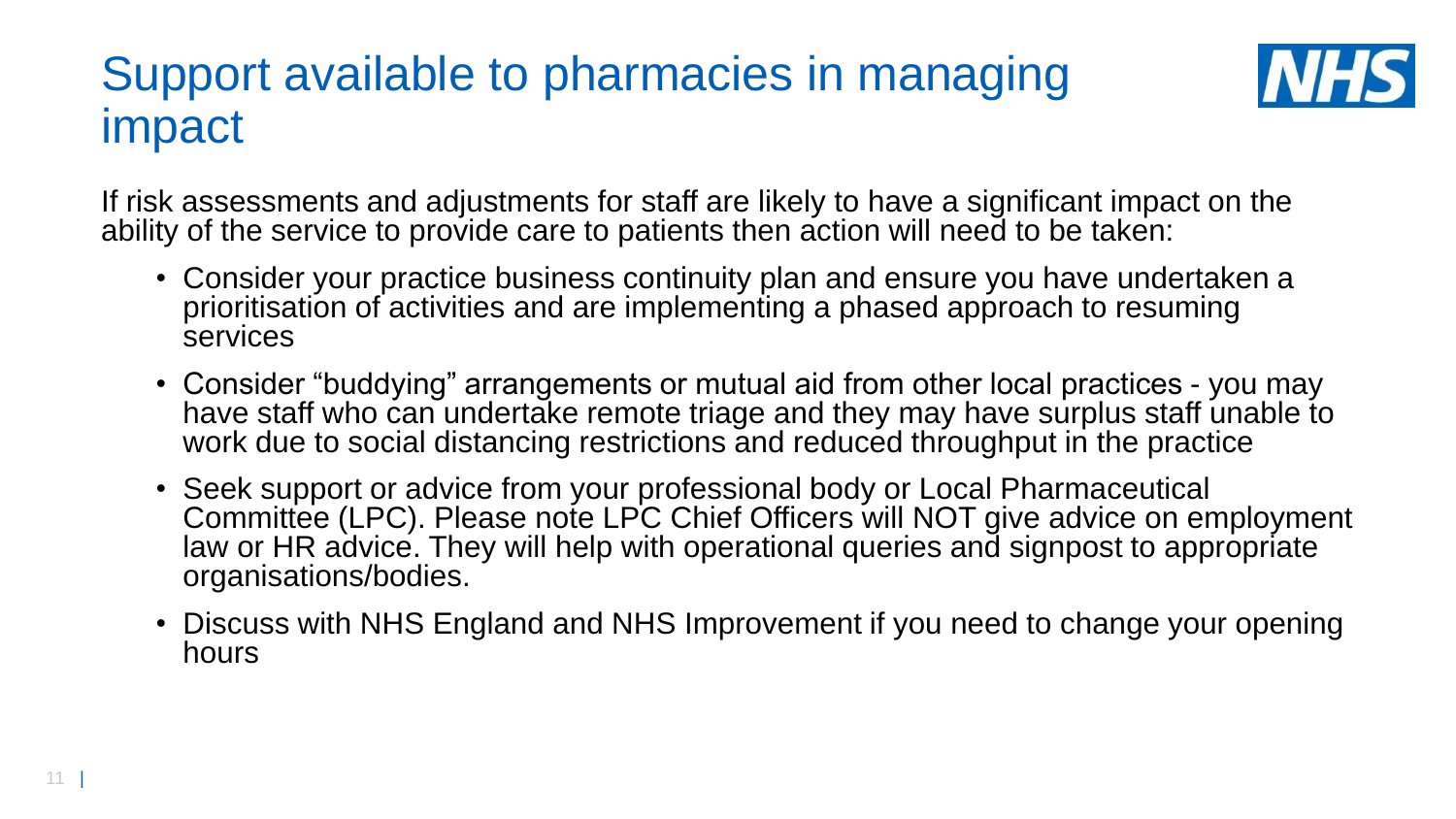# Support available to pharmacies in managing impact

If risk assessments and adjustments for staff are likely to have a significant impact on the ability of the service to provide care to patients then action will need to be taken:

- Consider your practice business continuity plan and ensure you have undertaken a prioritisation of activities and are implementing a phased approach to resuming services
- Consider "buddying" arrangements or mutual aid from other local practices - you may have staff who can undertake remote triage and they may have surplus staff unable to work due to social distancing restrictions and reduced throughput in the practice
- Seek support or advice from your professional body or Local Pharmaceutical Committee (LPC). Please note LPC Chief Officers will NOT give advice on employment law or HR advice. They will help with operational queries and signpost to appropriate organisations/bodies.
- Discuss with NHS England and NHS Improvement if you need to change your opening hours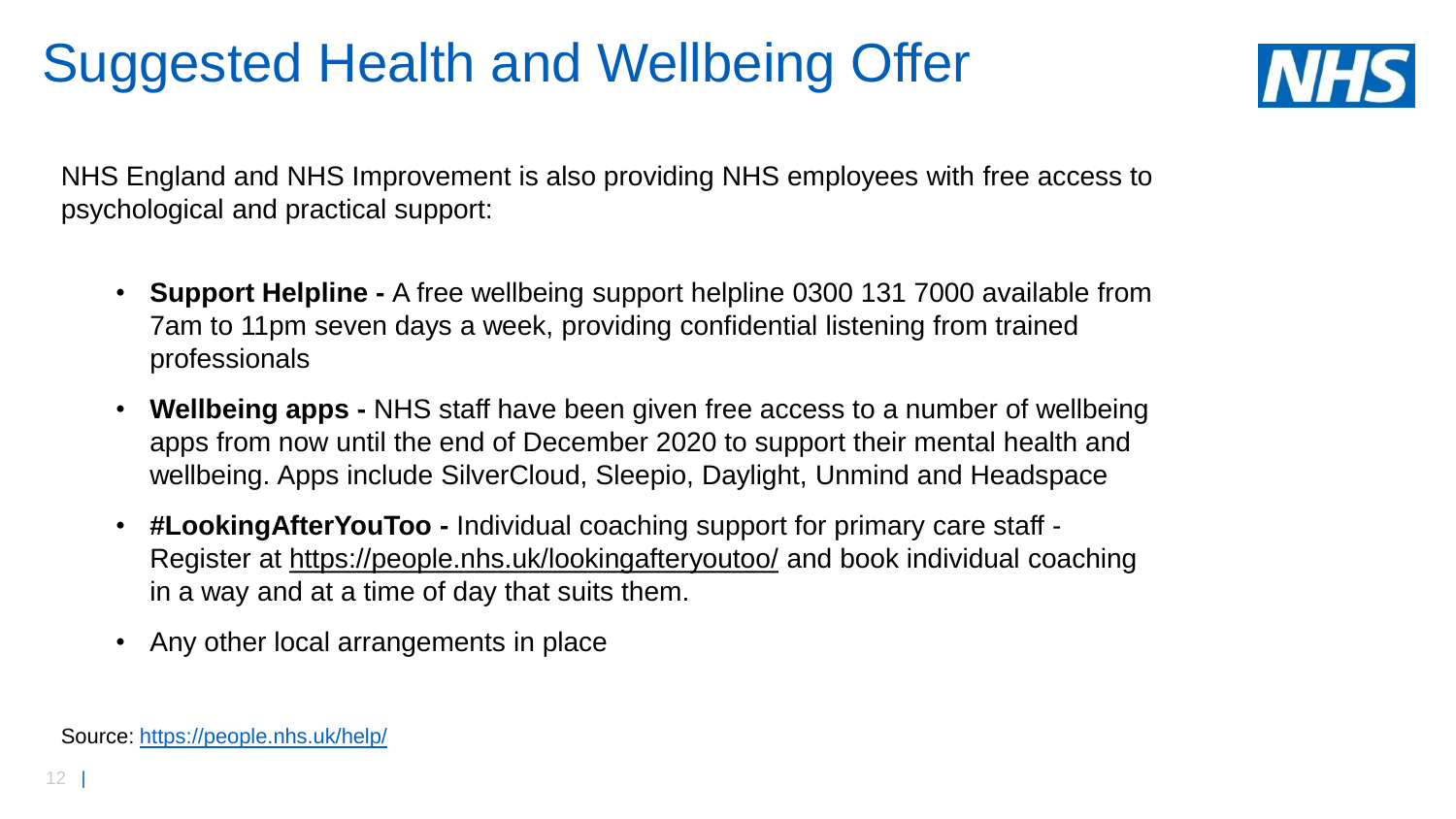# Suggested Health and Wellbeing Offer

NHS England and NHS Improvement is also providing NHS employees with free access to psychological and practical support:

- **Support Helpline -** A free wellbeing support helpline 0300 131 7000 available from 7am to 11pm seven days a week, providing confidential listening from trained professionals
- **Wellbeing apps -** NHS staff have been given free access to a number of wellbeing apps from now until the end of December 2020 to support their mental health and wellbeing. Apps include SilverCloud, Sleepio, Daylight, Unmind and Headspace
- **#LookingAfterYouToo -** Individual coaching support for primary care staff - Register at https://people.nhs.uk/lookingafteryoutoo/ and book individual coaching in a way and at a time of day that suits them.
- Any other local arrangements in place

Source: https://people.nhs.uk/help/